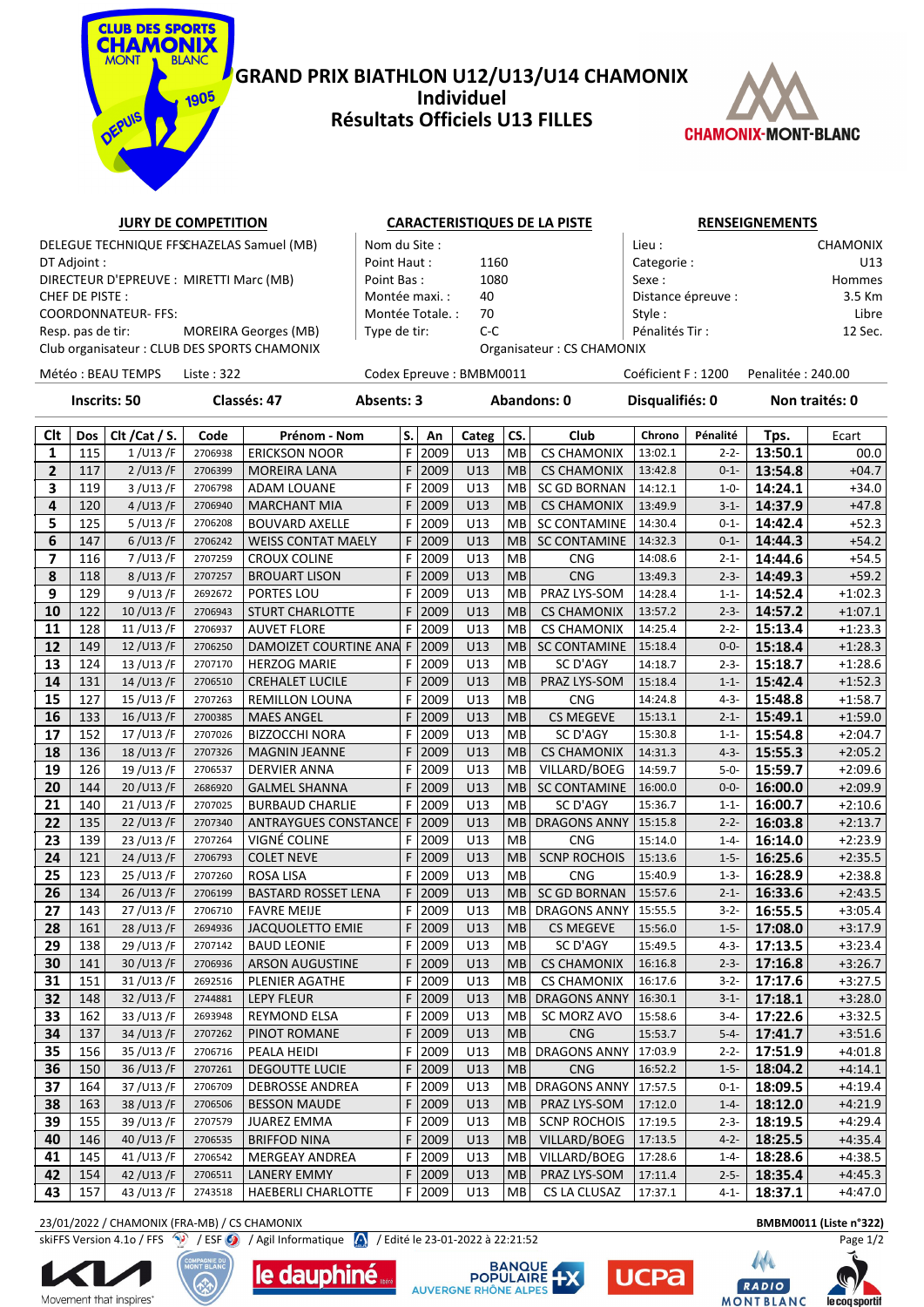# GRAND PRIX BIATHLON U12/U13/U14 CHAMONIX
## Individuel
## Résultats Officiels U13 FILLES

**JURY DE COMPETITION**

DELEGUE TECHNIQUE FFS : CHAZELAS Samuel (MB)
DT Adjoint :
DIRECTEUR D'EPREUVE : MIRETTI Marc (MB)
CHEF DE PISTE :
COORDONNATEUR- FFS:
Resp. pas de tir: MOREIRA Georges (MB)
Club organisateur : CLUB DES SPORTS CHAMONIX

**CARACTERISTIQUES DE LA PISTE**

Nom du Site :
Point Haut : 1160
Point Bas : 1080
Montée maxi. : 40
Montée Totale. : 70
Type de tir: C-C
Organisateur : CS CHAMONIX

**RENSEIGNEMENTS**

Lieu : CHAMONIX
Categorie : U13
Sexe : Hommes
Distance épreuve : 3.5 Km
Style : Libre
Pénalités Tir : 12 Sec.

Météo : BEAU TEMPS | Liste : 322 | Codex Epreuve : BMBM0011 | Coéficient F : 1200 | Penalitée : 240.00

**Inscrits: 50 | Classés: 47 | Absents: 3 | Abandons: 0 | Disqualifiés: 0 | Non traités: 0**

| Clt | Dos | Clt /Cat / S. | Code | Prénom - Nom | S. | An | Categ | CS. | Club | Chrono | Pénalité | Tps. | Ecart |
|---|---|---|---|---|---|---|---|---|---|---|---|---|---|
| 1 | 115 | 1 /U13 /F | 2706938 | ERICKSON NOOR | F | 2009 | U13 | MB | CS CHAMONIX | 13:02.1 | 2-2- | **13:50.1** | 00.0 |
| 2 | 117 | 2 /U13 /F | 2706399 | MOREIRA LANA | F | 2009 | U13 | MB | CS CHAMONIX | 13:42.8 | 0-1- | **13:54.8** | +04.7 |
| 3 | 119 | 3 /U13 /F | 2706798 | ADAM LOUANE | F | 2009 | U13 | MB | SC GD BORNAN | 14:12.1 | 1-0- | **14:24.1** | +34.0 |
| 4 | 120 | 4 /U13 /F | 2706940 | MARCHANT MIA | F | 2009 | U13 | MB | CS CHAMONIX | 13:49.9 | 3-1- | **14:37.9** | +47.8 |
| 5 | 125 | 5 /U13 /F | 2706208 | BOUVARD AXELLE | F | 2009 | U13 | MB | SC CONTAMINE | 14:30.4 | 0-1- | **14:42.4** | +52.3 |
| 6 | 147 | 6 /U13 /F | 2706242 | WEISS CONTAT MAELY | F | 2009 | U13 | MB | SC CONTAMINE | 14:32.3 | 0-1- | **14:44.3** | +54.2 |
| 7 | 116 | 7 /U13 /F | 2707259 | CROUX COLINE | F | 2009 | U13 | MB | CNG | 14:08.6 | 2-1- | **14:44.6** | +54.5 |
| 8 | 118 | 8 /U13 /F | 2707257 | BROUART LISON | F | 2009 | U13 | MB | CNG | 13:49.3 | 2-3- | **14:49.3** | +59.2 |
| 9 | 129 | 9 /U13 /F | 2692672 | PORTES LOU | F | 2009 | U13 | MB | PRAZ LYS-SOM | 14:28.4 | 1-1- | **14:52.4** | +1:02.3 |
| 10 | 122 | 10 /U13 /F | 2706943 | STURT CHARLOTTE | F | 2009 | U13 | MB | CS CHAMONIX | 13:57.2 | 2-3- | **14:57.2** | +1:07.1 |
| 11 | 128 | 11 /U13 /F | 2706937 | AUVET FLORE | F | 2009 | U13 | MB | CS CHAMONIX | 14:25.4 | 2-2- | **15:13.4** | +1:23.3 |
| 12 | 149 | 12 /U13 /F | 2706250 | DAMOIZET COURTINE ANA | F | 2009 | U13 | MB | SC CONTAMINE | 15:18.4 | 0-0- | **15:18.4** | +1:28.3 |
| 13 | 124 | 13 /U13 /F | 2707170 | HERZOG MARIE | F | 2009 | U13 | MB | SC D'AGY | 14:18.7 | 2-3- | **15:18.7** | +1:28.6 |
| 14 | 131 | 14 /U13 /F | 2706510 | CREHALET LUCILE | F | 2009 | U13 | MB | PRAZ LYS-SOM | 15:18.4 | 1-1- | **15:42.4** | +1:52.3 |
| 15 | 127 | 15 /U13 /F | 2707263 | REMILLON LOUNA | F | 2009 | U13 | MB | CNG | 14:24.8 | 4-3- | **15:48.8** | +1:58.7 |
| 16 | 133 | 16 /U13 /F | 2700385 | MAES ANGEL | F | 2009 | U13 | MB | CS MEGEVE | 15:13.1 | 2-1- | **15:49.1** | +1:59.0 |
| 17 | 152 | 17 /U13 /F | 2707026 | BIZZOCCHI NORA | F | 2009 | U13 | MB | SC D'AGY | 15:30.8 | 1-1- | **15:54.8** | +2:04.7 |
| 18 | 136 | 18 /U13 /F | 2707326 | MAGNIN JEANNE | F | 2009 | U13 | MB | CS CHAMONIX | 14:31.3 | 4-3- | **15:55.3** | +2:05.2 |
| 19 | 126 | 19 /U13 /F | 2706537 | DERVIER ANNA | F | 2009 | U13 | MB | VILLARD/BOEG | 14:59.7 | 5-0- | **15:59.7** | +2:09.6 |
| 20 | 144 | 20 /U13 /F | 2686920 | GALMEL SHANNA | F | 2009 | U13 | MB | SC CONTAMINE | 16:00.0 | 0-0- | **16:00.0** | +2:09.9 |
| 21 | 140 | 21 /U13 /F | 2707025 | BURBAUD CHARLIE | F | 2009 | U13 | MB | SC D'AGY | 15:36.7 | 1-1- | **16:00.7** | +2:10.6 |
| 22 | 135 | 22 /U13 /F | 2707340 | ANTRAYGUES CONSTANCE | F | 2009 | U13 | MB | DRAGONS ANNY | 15:15.8 | 2-2- | **16:03.8** | +2:13.7 |
| 23 | 139 | 23 /U13 /F | 2707264 | VIGNÉ COLINE | F | 2009 | U13 | MB | CNG | 15:14.0 | 1-4- | **16:14.0** | +2:23.9 |
| 24 | 121 | 24 /U13 /F | 2706793 | COLET NEVE | F | 2009 | U13 | MB | SCNP ROCHOIS | 15:13.6 | 1-5- | **16:25.6** | +2:35.5 |
| 25 | 123 | 25 /U13 /F | 2707260 | ROSA LISA | F | 2009 | U13 | MB | CNG | 15:40.9 | 1-3- | **16:28.9** | +2:38.8 |
| 26 | 134 | 26 /U13 /F | 2706199 | BASTARD ROSSET LENA | F | 2009 | U13 | MB | SC GD BORNAN | 15:57.6 | 2-1- | **16:33.6** | +2:43.5 |
| 27 | 143 | 27 /U13 /F | 2706710 | FAVRE MEIJE | F | 2009 | U13 | MB | DRAGONS ANNY | 15:55.5 | 3-2- | **16:55.5** | +3:05.4 |
| 28 | 161 | 28 /U13 /F | 2694936 | JACQUOLETTO EMIE | F | 2009 | U13 | MB | CS MEGEVE | 15:56.0 | 1-5- | **17:08.0** | +3:17.9 |
| 29 | 138 | 29 /U13 /F | 2707142 | BAUD LEONIE | F | 2009 | U13 | MB | SC D'AGY | 15:49.5 | 4-3- | **17:13.5** | +3:23.4 |
| 30 | 141 | 30 /U13 /F | 2706936 | ARSON AUGUSTINE | F | 2009 | U13 | MB | CS CHAMONIX | 16:16.8 | 2-3- | **17:16.8** | +3:26.7 |
| 31 | 151 | 31 /U13 /F | 2692516 | PLENIER AGATHE | F | 2009 | U13 | MB | CS CHAMONIX | 16:17.6 | 3-2- | **17:17.6** | +3:27.5 |
| 32 | 148 | 32 /U13 /F | 2744881 | LEPY FLEUR | F | 2009 | U13 | MB | DRAGONS ANNY | 16:30.1 | 3-1- | **17:18.1** | +3:28.0 |
| 33 | 162 | 33 /U13 /F | 2693948 | REYMOND ELSA | F | 2009 | U13 | MB | SC MORZ AVO | 15:58.6 | 3-4- | **17:22.6** | +3:32.5 |
| 34 | 137 | 34 /U13 /F | 2707262 | PINOT ROMANE | F | 2009 | U13 | MB | CNG | 15:53.7 | 5-4- | **17:41.7** | +3:51.6 |
| 35 | 156 | 35 /U13 /F | 2706716 | PEALA HEIDI | F | 2009 | U13 | MB | DRAGONS ANNY | 17:03.9 | 2-2- | **17:51.9** | +4:01.8 |
| 36 | 150 | 36 /U13 /F | 2707261 | DEGOUTTE LUCIE | F | 2009 | U13 | MB | CNG | 16:52.2 | 1-5- | **18:04.2** | +4:14.1 |
| 37 | 164 | 37 /U13 /F | 2706709 | DEBROSSE ANDREA | F | 2009 | U13 | MB | DRAGONS ANNY | 17:57.5 | 0-1- | **18:09.5** | +4:19.4 |
| 38 | 163 | 38 /U13 /F | 2706506 | BESSON MAUDE | F | 2009 | U13 | MB | PRAZ LYS-SOM | 17:12.0 | 1-4- | **18:12.0** | +4:21.9 |
| 39 | 155 | 39 /U13 /F | 2707579 | JUAREZ EMMA | F | 2009 | U13 | MB | SCNP ROCHOIS | 17:19.5 | 2-3- | **18:19.5** | +4:29.4 |
| 40 | 146 | 40 /U13 /F | 2706535 | BRIFFOD NINA | F | 2009 | U13 | MB | VILLARD/BOEG | 17:13.5 | 4-2- | **18:25.5** | +4:35.4 |
| 41 | 145 | 41 /U13 /F | 2706542 | MERGEAY ANDREA | F | 2009 | U13 | MB | VILLARD/BOEG | 17:28.6 | 1-4- | **18:28.6** | +4:38.5 |
| 42 | 154 | 42 /U13 /F | 2706511 | LANERY EMMY | F | 2009 | U13 | MB | PRAZ LYS-SOM | 17:11.4 | 2-5- | **18:35.4** | +4:45.3 |
| 43 | 157 | 43 /U13 /F | 2743518 | HAEBERLI CHARLOTTE | F | 2009 | U13 | MB | CS LA CLUSAZ | 17:37.1 | 4-1- | **18:37.1** | +4:47.0 |

23/01/2022 / CHAMONIX (FRA-MB) / CS CHAMONIX — BMBM0011 (Liste n°322)
skiFFS Version 4.1o / FFS / ESF / Agil Informatique / Edité le 23-01-2022 à 22:21:52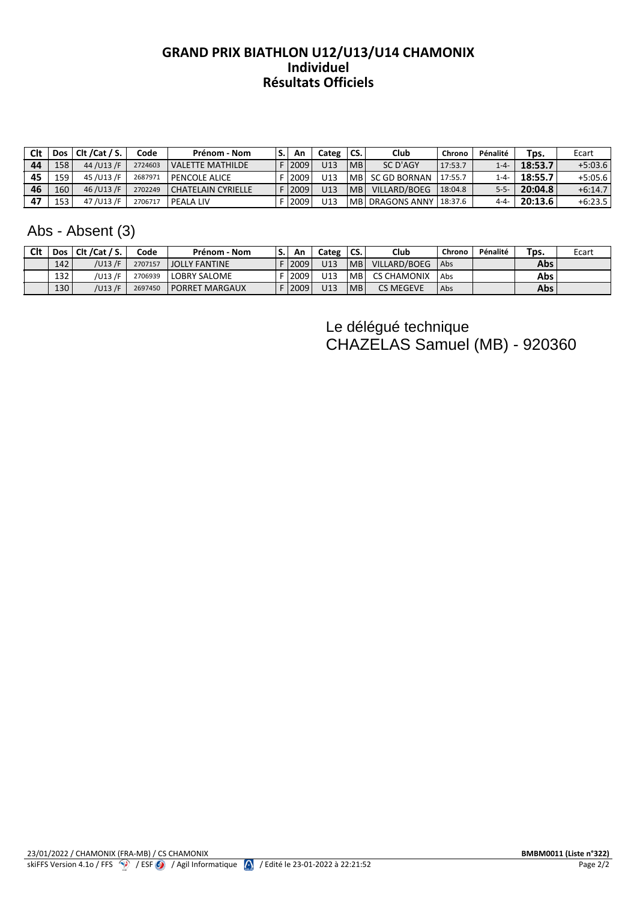# GRAND PRIX BIATHLON U12/U13/U14 CHAMONIX
## Individuel
## Résultats Officiels

| Clt | Dos | Clt /Cat / S. | Code | Prénom - Nom | S. | An | Categ | CS. | Club | Chrono | Pénalité | Tps. | Ecart |
|---|---|---|---|---|---|---|---|---|---|---|---|---|---|
| **44** | 158 | 44 /U13 /F | 2724603 | VALETTE MATHILDE | F | 2009 | U13 | MB | SC D'AGY | 17:53.7 | 1-4- | **18:53.7** | +5:03.6 |
| **45** | 159 | 45 /U13 /F | 2687971 | PENCOLE ALICE | F | 2009 | U13 | MB | SC GD BORNAN | 17:55.7 | 1-4- | **18:55.7** | +5:05.6 |
| **46** | 160 | 46 /U13 /F | 2702249 | CHATELAIN CYRIELLE | F | 2009 | U13 | MB | VILLARD/BOEG | 18:04.8 | 5-5- | **20:04.8** | +6:14.7 |
| **47** | 153 | 47 /U13 /F | 2706717 | PEALA LIV | F | 2009 | U13 | MB | DRAGONS ANNY | 18:37.6 | 4-4- | **20:13.6** | +6:23.5 |

## Abs - Absent (3)

| Clt | Dos | Clt /Cat / S. | Code | Prénom - Nom | S. | An | Categ | CS. | Club | Chrono | Pénalité | Tps. | Ecart |
|---|---|---|---|---|---|---|---|---|---|---|---|---|---|
| | 142 | /U13 /F | 2707157 | JOLLY FANTINE | F | 2009 | U13 | MB | VILLARD/BOEG | Abs | | **Abs** | |
| | 132 | /U13 /F | 2706939 | LOBRY SALOME | F | 2009 | U13 | MB | CS CHAMONIX | Abs | | **Abs** | |
| | 130 | /U13 /F | 2697450 | PORRET MARGAUX | F | 2009 | U13 | MB | CS MEGEVE | Abs | | **Abs** | |

Le délégué technique
CHAZELAS Samuel (MB) - 920360

23/01/2022 / CHAMONIX (FRA-MB) / CS CHAMONIX — **BMBM0011 (Liste n°322)**

skiFFS Version 4.1o / FFS / ESF / Agil Informatique / Edité le 23-01-2022 à 22:21:52